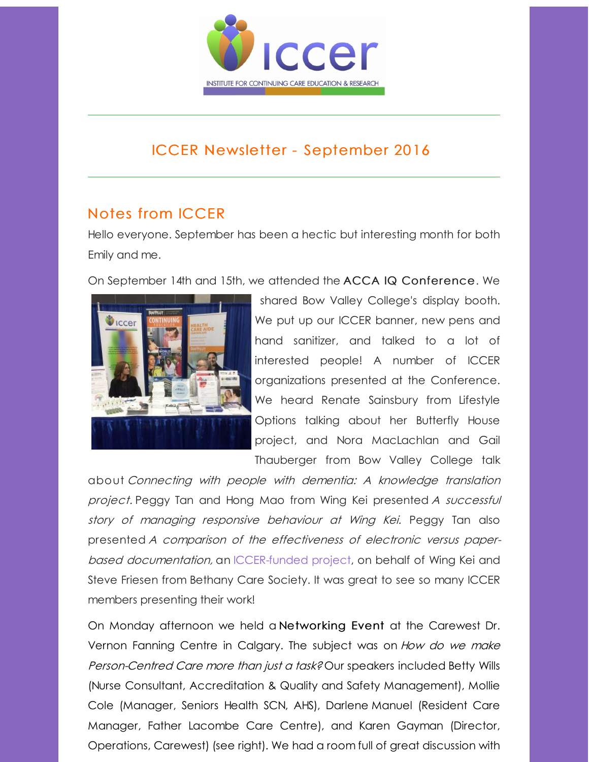ICCER

INSTITUTE FOR CONTINUING CARE EDUCATION & RESEARCH

## ICCER Newsletter - September 2016

## Notes from ICCER

Hello everyone. September has been a hectic but interesting month for both Emily and me.

On September 14th and 15th, we attended the **ACCA IQ Conference**. We shared Bow Valley College's display booth. We put up our ICCER banner, new pens and hand sanitizer, and talked to a lot of interested people! A number of ICCER organizations presented at the Conference. We heard Renate Sainsbury from Lifestyle Options talking about her Butterfly House project, and Nora MacLachlan and Gail Thauberger from Bow Valley College talk about *Connecting with people with dementia: A knowledge translation project.* Peggy Tan and Hong Mao from Wing Kei presented *A successful story of managing responsive behaviour at Wing Kei.* Peggy Tan also presented *A comparison of the effectiveness of electronic versus paper-based documentation,* an ICCER-funded project, on behalf of Wing Kei and Steve Friesen from Bethany Care Society. It was great to see so many ICCER members presenting their work!

On Monday afternoon we held a **Networking Event** at the Carewest Dr. Vernon Fanning Centre in Calgary. The subject was on *How do we make Person-Centred Care more than just a task?* Our speakers included Betty Wills (Nurse Consultant, Accreditation & Quality and Safety Management), Mollie Cole (Manager, Seniors Health SCN, AHS), Darlene Manuel (Resident Care Manager, Father Lacombe Care Centre), and Karen Gayman (Director, Operations, Carewest) (see right). We had a room full of great discussion with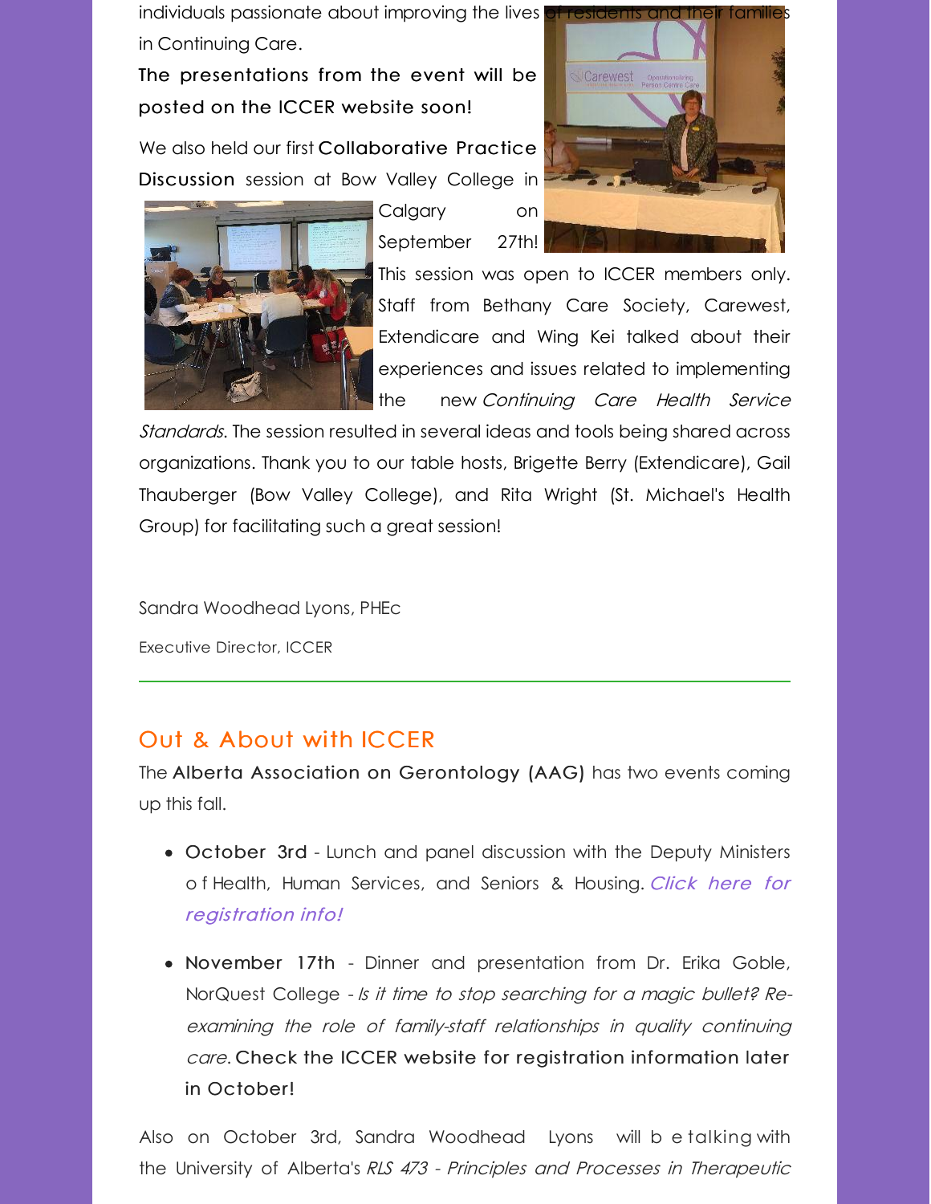individuals passionate about improving the lives of residents and their families in Continuing Care.

**The presentations from the event will be posted on the ICCER website soon!**

We also held our first **Collaborative Practice Discussion** session at Bow Valley College in Calgary on September 27th! This session was open to ICCER members only. Staff from Bethany Care Society, Carewest, Extendicare and Wing Kei talked about their experiences and issues related to implementing the new *Continuing Care Health Service Standards*. The session resulted in several ideas and tools being shared across organizations. Thank you to our table hosts, Brigette Berry (Extendicare), Gail Thauberger (Bow Valley College), and Rita Wright (St. Michael's Health Group) for facilitating such a great session!

Sandra Woodhead Lyons, PHEc

Executive Director, ICCER

---

## Out & About with ICCER

The **Alberta Association on Gerontology (AAG)** has two events coming up this fall.

- **October 3rd** - Lunch and panel discussion with the Deputy Ministers of Health, Human Services, and Seniors & Housing. *Click here for registration info!*
- **November 17th** - Dinner and presentation from Dr. Erika Goble, NorQuest College - *Is it time to stop searching for a magic bullet? Re-examining the role of family-staff relationships in quality continuing care.* **Check the ICCER website for registration information later in October!**

Also on October 3rd, Sandra Woodhead Lyons will be talking with the University of Alberta's *RLS 473 - Principles and Processes in Therapeutic*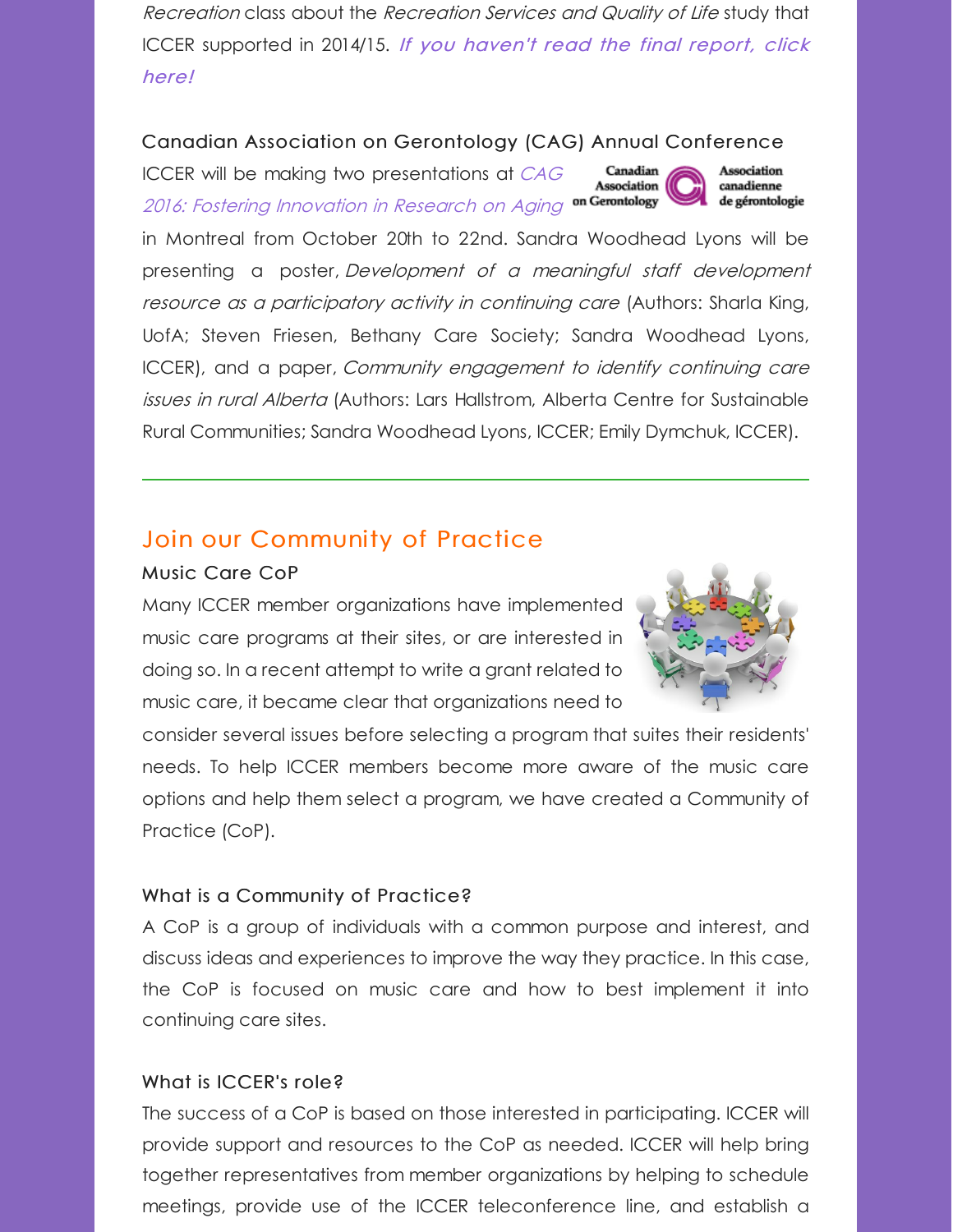*Recreation* class about the *Recreation Services and Quality of Life* study that ICCER supported in 2014/15. *If you haven't read the final report, click here!*

### Canadian Association on Gerontology (CAG) Annual Conference

ICCER will be making two presentations at *CAG 2016: Fostering Innovation in Research on Aging* in Montreal from October 20th to 22nd. Sandra Woodhead Lyons will be presenting a poster, *Development of a meaningful staff development resource as a participatory activity in continuing care* (Authors: Sharla King, UofA; Steven Friesen, Bethany Care Society; Sandra Woodhead Lyons, ICCER), and a paper, *Community engagement to identify continuing care issues in rural Alberta* (Authors: Lars Hallstrom, Alberta Centre for Sustainable Rural Communities; Sandra Woodhead Lyons, ICCER; Emily Dymchuk, ICCER).

---

## Join our Community of Practice

### Music Care CoP

Many ICCER member organizations have implemented music care programs at their sites, or are interested in doing so. In a recent attempt to write a grant related to music care, it became clear that organizations need to consider several issues before selecting a program that suites their residents' needs. To help ICCER members become more aware of the music care options and help them select a program, we have created a Community of Practice (CoP).

### What is a Community of Practice?

A CoP is a group of individuals with a common purpose and interest, and discuss ideas and experiences to improve the way they practice. In this case, the CoP is focused on music care and how to best implement it into continuing care sites.

### What is ICCER's role?

The success of a CoP is based on those interested in participating. ICCER will provide support and resources to the CoP as needed. ICCER will help bring together representatives from member organizations by helping to schedule meetings, provide use of the ICCER teleconference line, and establish a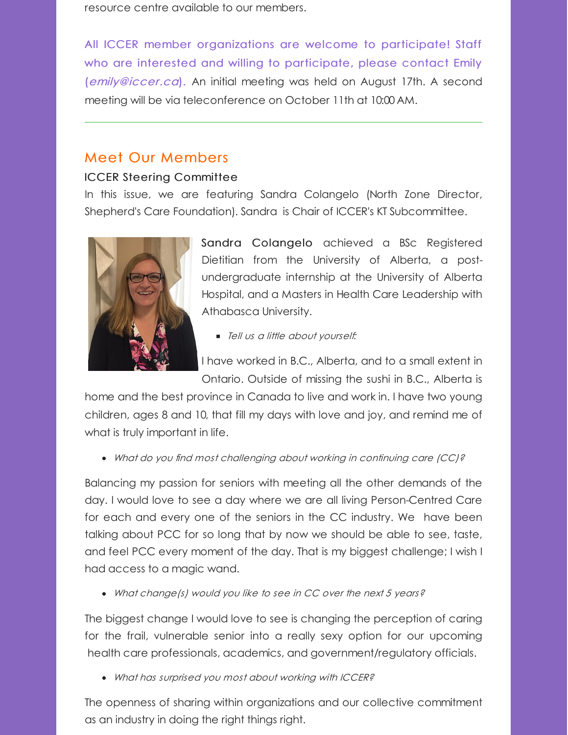resource centre available to our members.

All ICCER member organizations are welcome to participate! Staff who are interested and willing to participate, please contact Emily (*emily@iccer.ca*). An initial meeting was held on August 17th. A second meeting will be via teleconference on October 11th at 10:00 AM.

---

## Meet Our Members

### ICCER Steering Committee

In this issue, we are featuring Sandra Colangelo (North Zone Director, Shepherd's Care Foundation). Sandra is Chair of ICCER's KT Subcommittee.

**Sandra Colangelo** achieved a BSc Registered Dietitian from the University of Alberta, a post-undergraduate internship at the University of Alberta Hospital, and a Masters in Health Care Leadership with Athabasca University.

- *Tell us a little about yourself:*

I have worked in B.C., Alberta, and to a small extent in Ontario. Outside of missing the sushi in B.C., Alberta is home and the best province in Canada to live and work in. I have two young children, ages 8 and 10, that fill my days with love and joy, and remind me of what is truly important in life.

- *What do you find most challenging about working in continuing care (CC)?*

Balancing my passion for seniors with meeting all the other demands of the day. I would love to see a day where we are all living Person-Centred Care for each and every one of the seniors in the CC industry. We have been talking about PCC for so long that by now we should be able to see, taste, and feel PCC every moment of the day. That is my biggest challenge; I wish I had access to a magic wand.

- *What change(s) would you like to see in CC over the next 5 years?*

The biggest change I would love to see is changing the perception of caring for the frail, vulnerable senior into a really sexy option for our upcoming health care professionals, academics, and government/regulatory officials.

- *What has surprised you most about working with ICCER?*

The openness of sharing within organizations and our collective commitment as an industry in doing the right things right.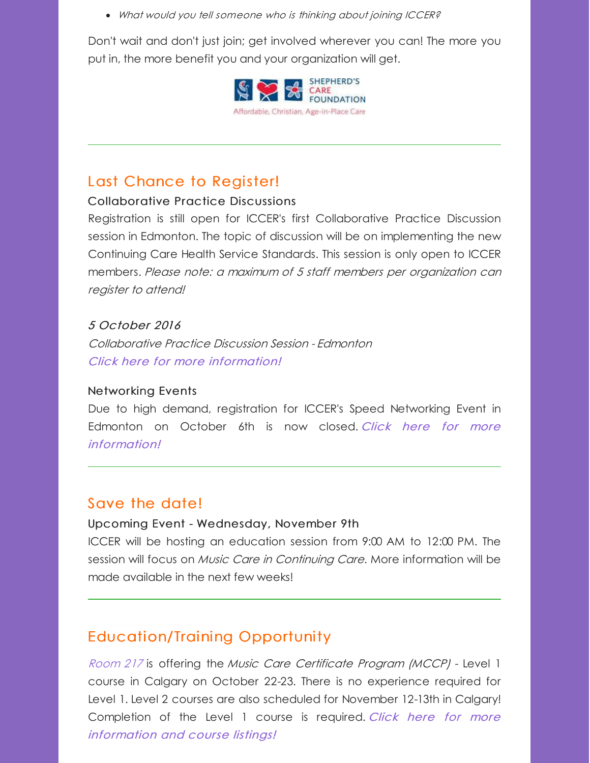- *What would you tell someone who is thinking about joining ICCER?*

Don't wait and don't just join; get involved wherever you can! The more you put in, the more benefit you and your organization will get.

SHEPHERD'S CARE FOUNDATION
Affordable, Christian, Age-in-Place Care

---

## Last Chance to Register!

### Collaborative Practice Discussions

Registration is still open for ICCER's first Collaborative Practice Discussion session in Edmonton. The topic of discussion will be on implementing the new Continuing Care Health Service Standards. This session is only open to ICCER members. *Please note: a maximum of 5 staff members per organization can register to attend!*

*5 October 2016*
*Collaborative Practice Discussion Session - Edmonton*
*Click here for more information!*

### Networking Events

Due to high demand, registration for ICCER's Speed Networking Event in Edmonton on October 6th is now closed. *Click here for more information!*

---

## Save the date!

### Upcoming Event - Wednesday, November 9th

ICCER will be hosting an education session from 9:00 AM to 12:00 PM. The session will focus on *Music Care in Continuing Care*. More information will be made available in the next few weeks!

---

## Education/Training Opportunity

*Room 217* is offering the *Music Care Certificate Program (MCCP)* - Level 1 course in Calgary on October 22-23. There is no experience required for Level 1. Level 2 courses are also scheduled for November 12-13th in Calgary! Completion of the Level 1 course is required. *Click here for more information and course listings!*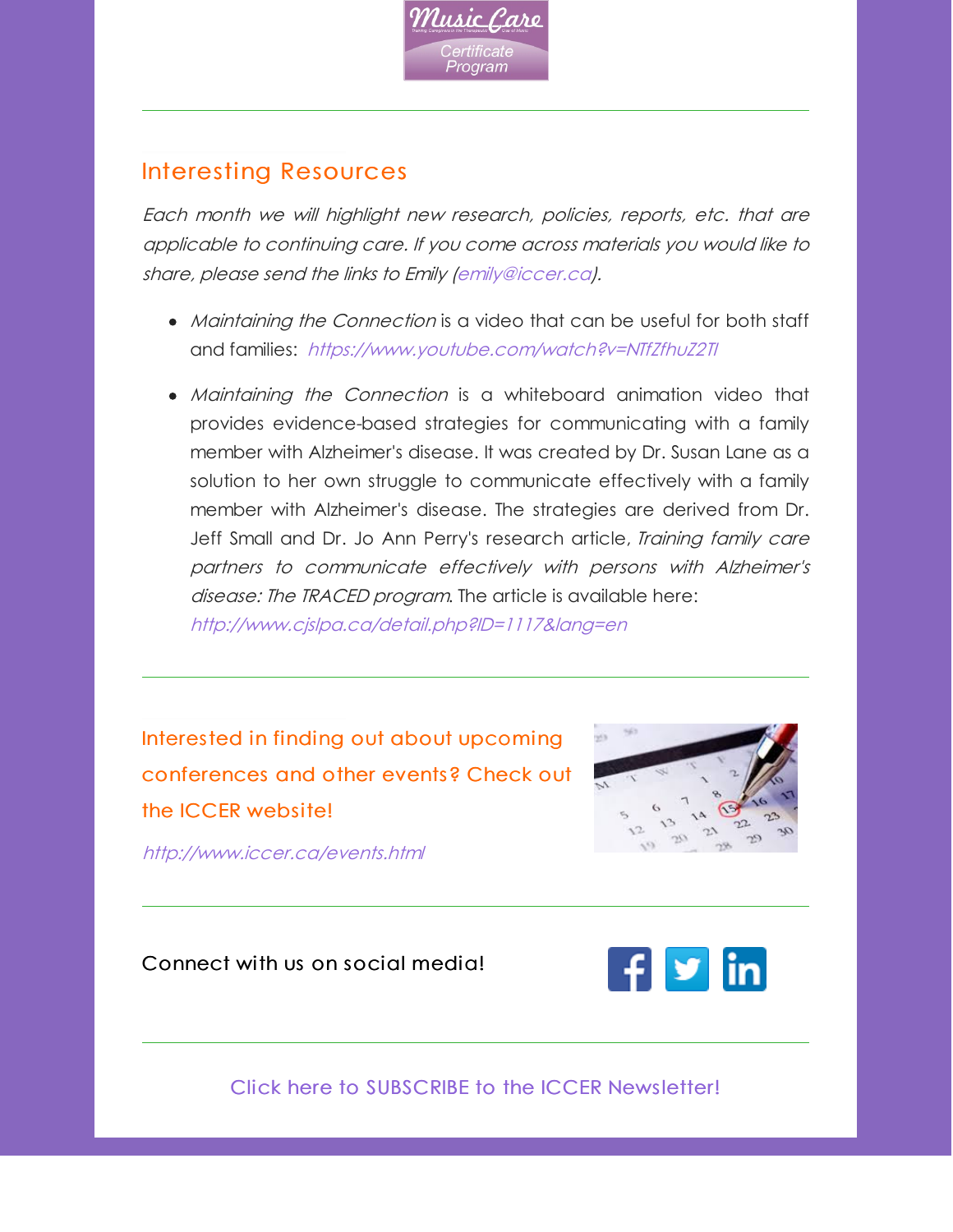## Interesting Resources

*Each month we will highlight new research, policies, reports, etc. that are applicable to continuing care. If you come across materials you would like to share, please send the links to Emily (emily@iccer.ca).*

- *Maintaining the Connection* is a video that can be useful for both staff and families: *https://www.youtube.com/watch?v=NTfZfhuZ2TI*
- *Maintaining the Connection* is a whiteboard animation video that provides evidence-based strategies for communicating with a family member with Alzheimer's disease. It was created by Dr. Susan Lane as a solution to her own struggle to communicate effectively with a family member with Alzheimer's disease. The strategies are derived from Dr. Jeff Small and Dr. Jo Ann Perry's research article, *Training family care partners to communicate effectively with persons with Alzheimer's disease: The TRACED program*. The article is available here: *http://www.cjslpa.ca/detail.php?ID=1117&lang=en*

---

Interested in finding out about upcoming conferences and other events? Check out the ICCER website!

*http://www.iccer.ca/events.html*

---

Connect with us on social media!

---

Click here to SUBSCRIBE to the ICCER Newsletter!